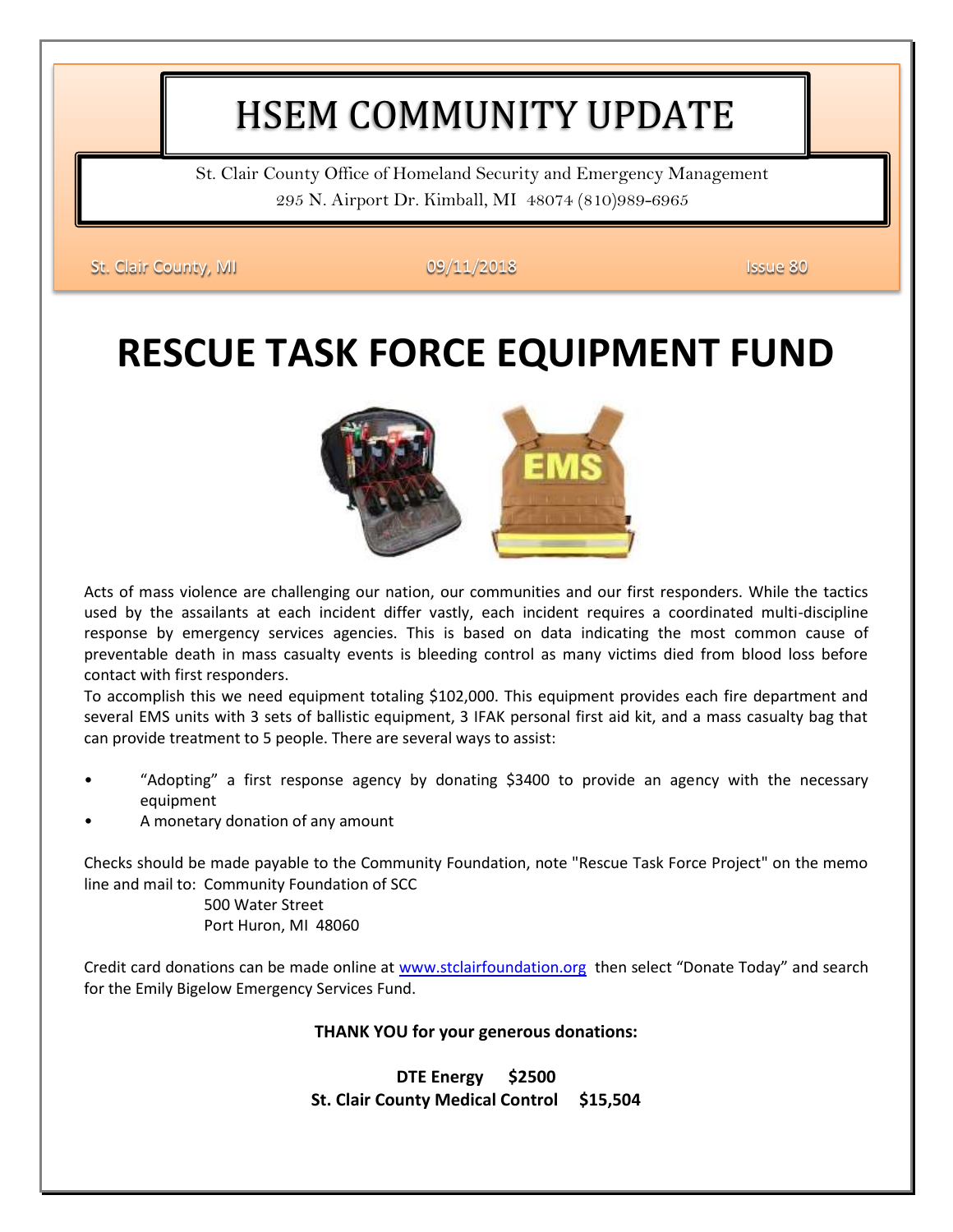# HSEM COMMUNITY UPDATE

St. Clair County Office of Homeland Security and Emergency Management
295 N. Airport Dr. Kimball, MI 48074 (810)989-6965

St. Clair County, MI | 09/11/2018 | Issue 80

# RESCUE TASK FORCE EQUIPMENT FUND

Acts of mass violence are challenging our nation, our communities and our first responders. While the tactics used by the assailants at each incident differ vastly, each incident requires a coordinated multi-discipline response by emergency services agencies. This is based on data indicating the most common cause of preventable death in mass casualty events is bleeding control as many victims died from blood loss before contact with first responders.

To accomplish this we need equipment totaling $102,000. This equipment provides each fire department and several EMS units with 3 sets of ballistic equipment, 3 IFAK personal first aid kit, and a mass casualty bag that can provide treatment to 5 people. There are several ways to assist:

- "Adopting" a first response agency by donating $3400 to provide an agency with the necessary equipment
- A monetary donation of any amount

Checks should be made payable to the Community Foundation, note "Rescue Task Force Project" on the memo line and mail to: Community Foundation of SCC
500 Water Street
Port Huron, MI 48060

Credit card donations can be made online at www.stclairfoundation.org then select "Donate Today" and search for the Emily Bigelow Emergency Services Fund.

**THANK YOU for your generous donations:**

**DTE Energy $2500**
**St. Clair County Medical Control $15,504**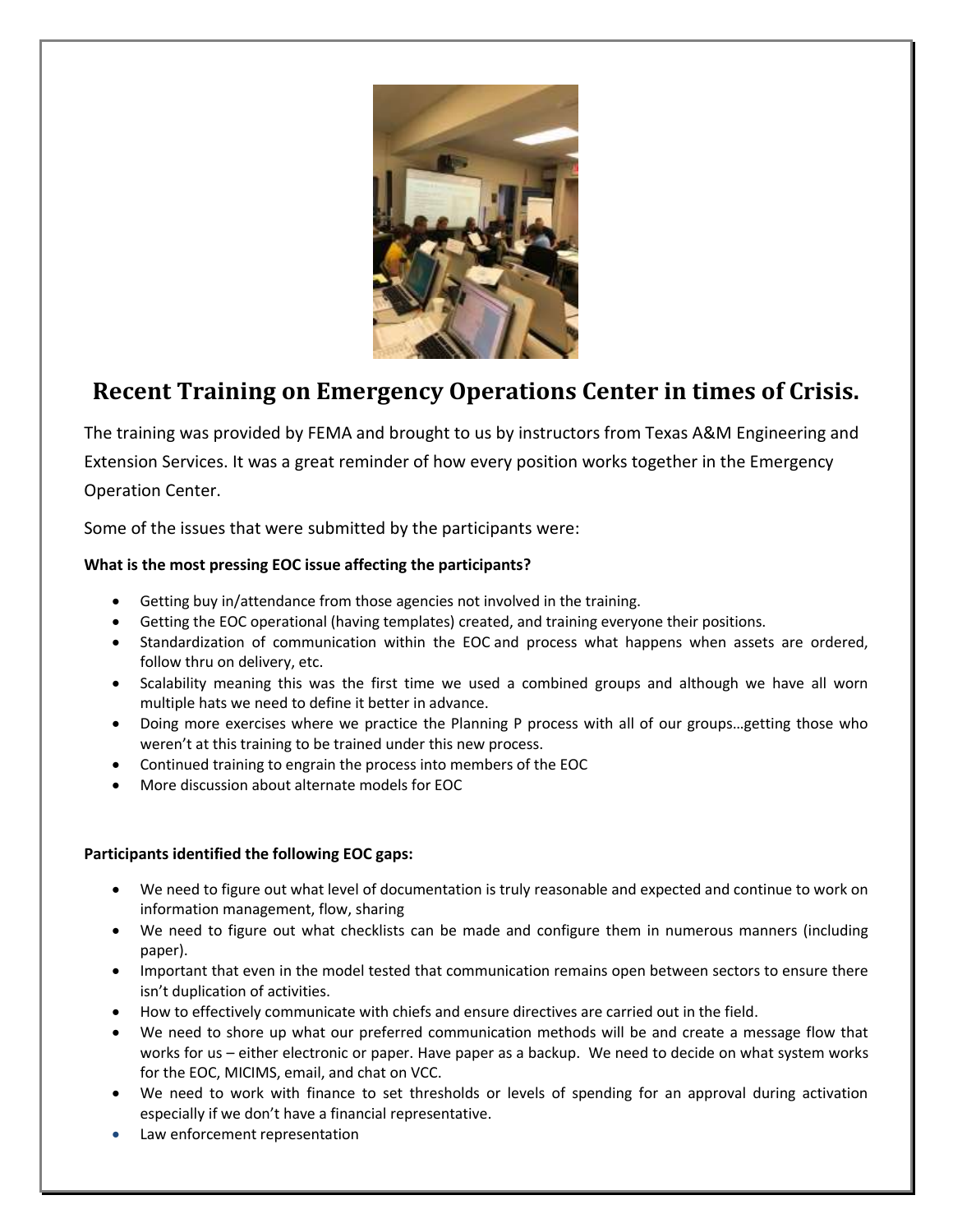## Recent Training on Emergency Operations Center in times of Crisis.

The training was provided by FEMA and brought to us by instructors from Texas A&M Engineering and Extension Services. It was a great reminder of how every position works together in the Emergency Operation Center.

Some of the issues that were submitted by the participants were:

**What is the most pressing EOC issue affecting the participants?**

- Getting buy in/attendance from those agencies not involved in the training.
- Getting the EOC operational (having templates) created, and training everyone their positions.
- Standardization of communication within the EOC and process what happens when assets are ordered, follow thru on delivery, etc.
- Scalability meaning this was the first time we used a combined groups and although we have all worn multiple hats we need to define it better in advance.
- Doing more exercises where we practice the Planning P process with all of our groups…getting those who weren't at this training to be trained under this new process.
- Continued training to engrain the process into members of the EOC
- More discussion about alternate models for EOC

**Participants identified the following EOC gaps:**

- We need to figure out what level of documentation is truly reasonable and expected and continue to work on information management, flow, sharing
- We need to figure out what checklists can be made and configure them in numerous manners (including paper).
- Important that even in the model tested that communication remains open between sectors to ensure there isn't duplication of activities.
- How to effectively communicate with chiefs and ensure directives are carried out in the field.
- We need to shore up what our preferred communication methods will be and create a message flow that works for us – either electronic or paper. Have paper as a backup. We need to decide on what system works for the EOC, MICIMS, email, and chat on VCC.
- We need to work with finance to set thresholds or levels of spending for an approval during activation especially if we don't have a financial representative.
- Law enforcement representation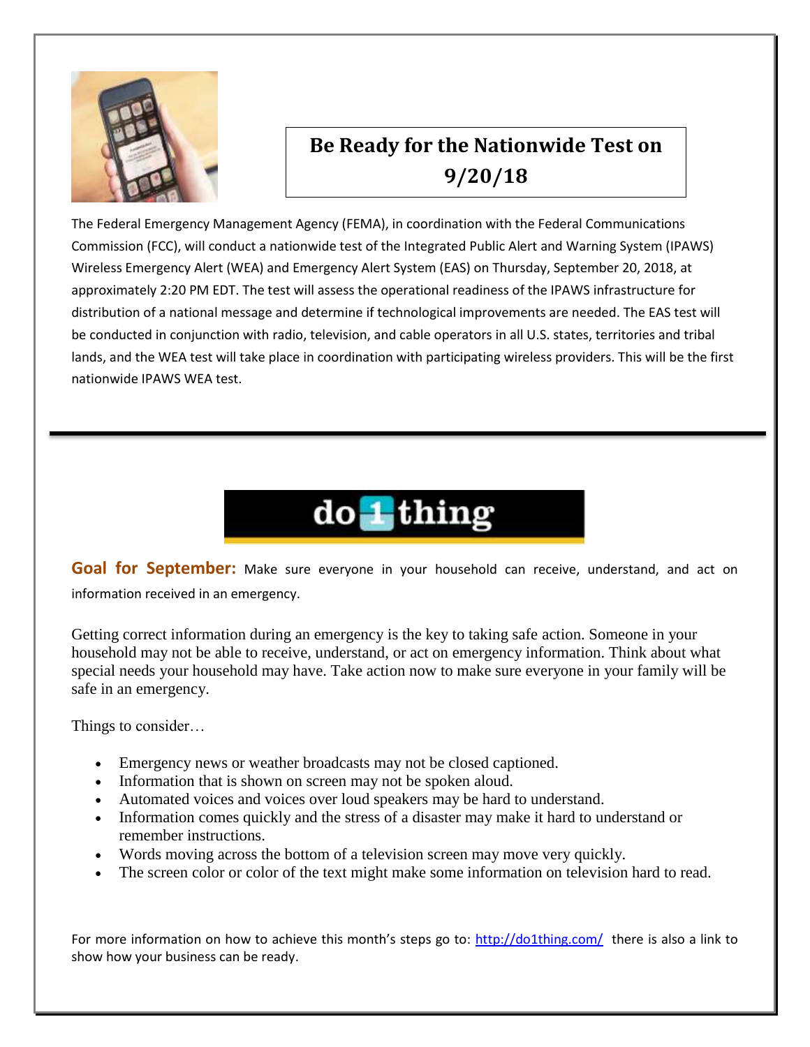# Be Ready for the Nationwide Test on 9/20/18

The Federal Emergency Management Agency (FEMA), in coordination with the Federal Communications Commission (FCC), will conduct a nationwide test of the Integrated Public Alert and Warning System (IPAWS) Wireless Emergency Alert (WEA) and Emergency Alert System (EAS) on Thursday, September 20, 2018, at approximately 2:20 PM EDT. The test will assess the operational readiness of the IPAWS infrastructure for distribution of a national message and determine if technological improvements are needed. The EAS test will be conducted in conjunction with radio, television, and cable operators in all U.S. states, territories and tribal lands, and the WEA test will take place in coordination with participating wireless providers. This will be the first nationwide IPAWS WEA test.

---

## do 1 thing

**Goal for September:** Make sure everyone in your household can receive, understand, and act on information received in an emergency.

Getting correct information during an emergency is the key to taking safe action. Someone in your household may not be able to receive, understand, or act on emergency information. Think about what special needs your household may have. Take action now to make sure everyone in your family will be safe in an emergency.

Things to consider…

- Emergency news or weather broadcasts may not be closed captioned.
- Information that is shown on screen may not be spoken aloud.
- Automated voices and voices over loud speakers may be hard to understand.
- Information comes quickly and the stress of a disaster may make it hard to understand or remember instructions.
- Words moving across the bottom of a television screen may move very quickly.
- The screen color or color of the text might make some information on television hard to read.

For more information on how to achieve this month's steps go to: [http://do1thing.com/](http://do1thing.com/) there is also a link to show how your business can be ready.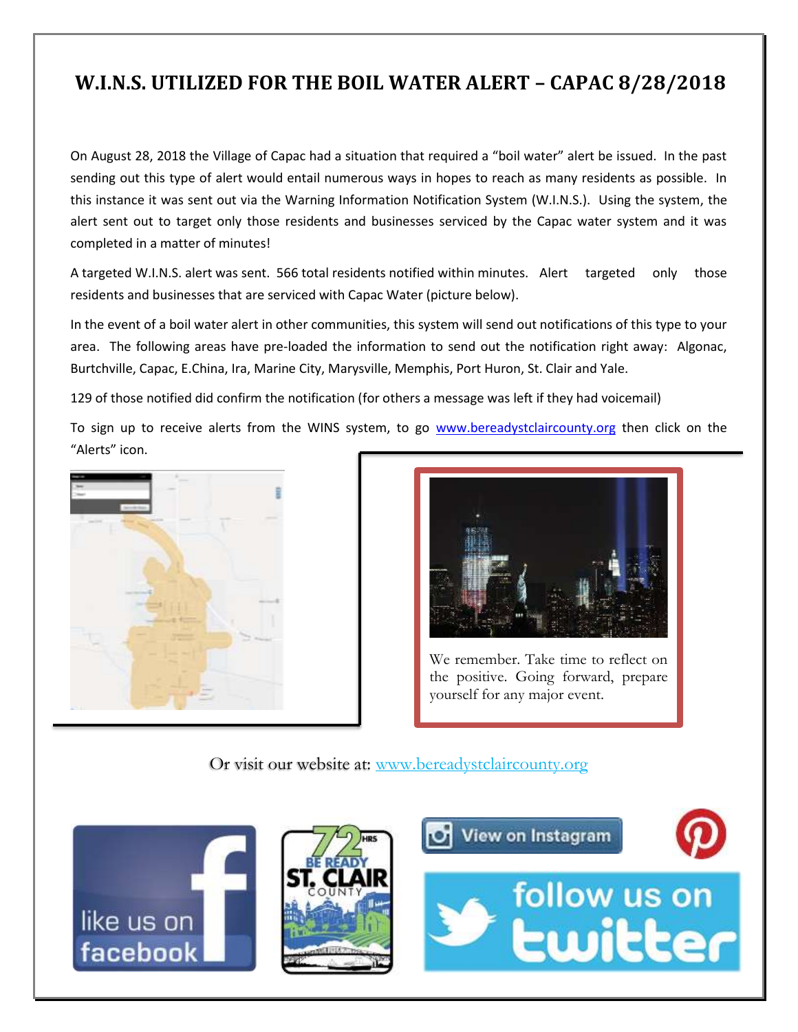# W.I.N.S. UTILIZED FOR THE BOIL WATER ALERT – CAPAC 8/28/2018

On August 28, 2018 the Village of Capac had a situation that required a "boil water" alert be issued. In the past sending out this type of alert would entail numerous ways in hopes to reach as many residents as possible. In this instance it was sent out via the Warning Information Notification System (W.I.N.S.). Using the system, the alert sent out to target only those residents and businesses serviced by the Capac water system and it was completed in a matter of minutes!

A targeted W.I.N.S. alert was sent. 566 total residents notified within minutes. Alert targeted only those residents and businesses that are serviced with Capac Water (picture below).

In the event of a boil water alert in other communities, this system will send out notifications of this type to your area. The following areas have pre-loaded the information to send out the notification right away: Algonac, Burtchville, Capac, E.China, Ira, Marine City, Marysville, Memphis, Port Huron, St. Clair and Yale.

129 of those notified did confirm the notification (for others a message was left if they had voicemail)

To sign up to receive alerts from the WINS system, to go www.bereadystclaircounty.org then click on the "Alerts" icon.

We remember. Take time to reflect on the positive. Going forward, prepare yourself for any major event.

Or visit our website at: www.bereadystclaircounty.org

like us on facebook

72 HRS BE READY ST. CLAIR COUNTY

View on Instagram

follow us on twitter